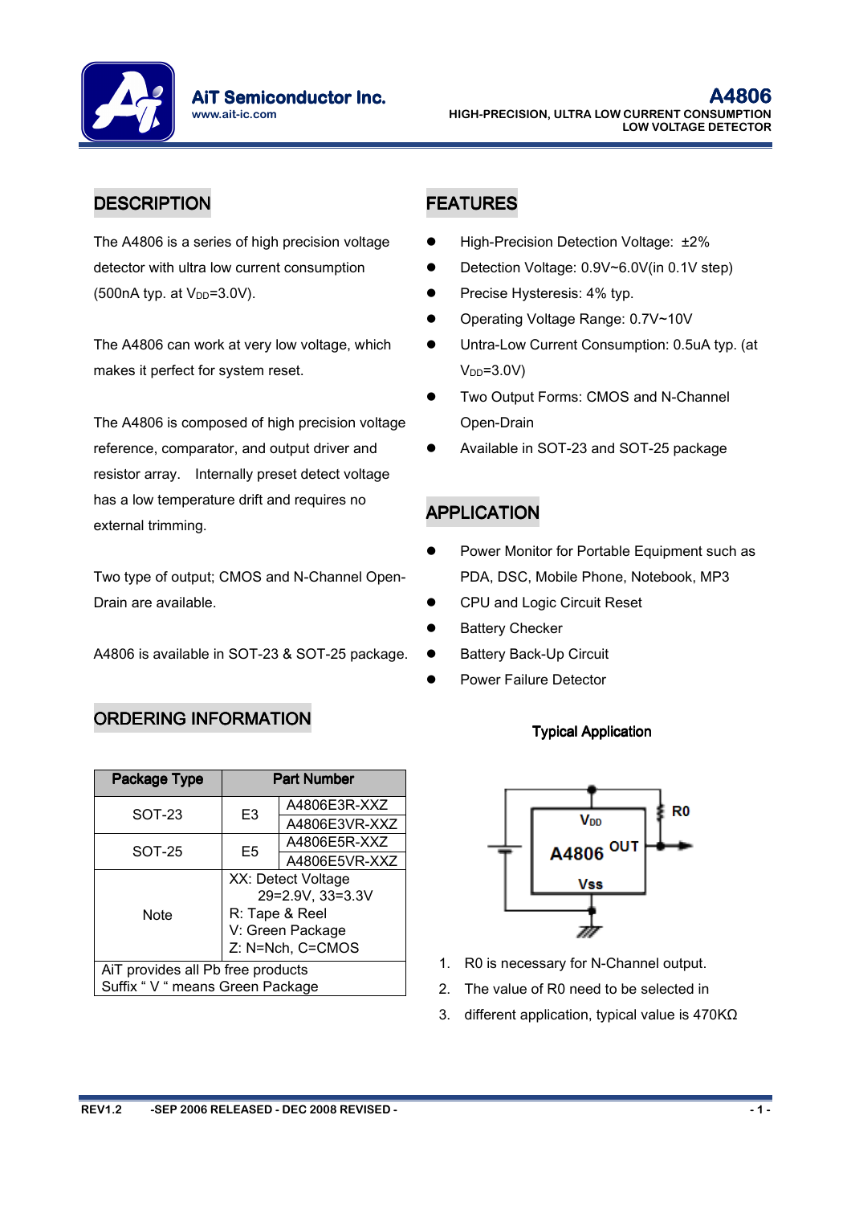# A4806

**HIGH-PRECISION, ULTRA LOW CURRENT CONSUMPTION LOW VOLTAGE DETECTOR**

## DESCRIPTION

The A4806 is a series of high precision voltage detector with ultra low current consumption (500nA typ. at $V_{DD}$=3.0V).

The A4806 can work at very low voltage, which makes it perfect for system reset.

The A4806 is composed of high precision voltage reference, comparator, and output driver and resistor array. Internally preset detect voltage has a low temperature drift and requires no external trimming.

Two type of output; CMOS and N-Channel Open-Drain are available.

A4806 is available in SOT-23 & SOT-25 package.

## FEATURES

- High-Precision Detection Voltage: ±2%
- Detection Voltage: 0.9V~6.0V(in 0.1V step)
- Precise Hysteresis: 4% typ.
- Operating Voltage Range: 0.7V~10V
- Untra-Low Current Consumption: 0.5uA typ. (at $V_{DD}$=3.0V)
- Two Output Forms: CMOS and N-Channel Open-Drain
- Available in SOT-23 and SOT-25 package

## APPLICATION

- Power Monitor for Portable Equipment such as PDA, DSC, Mobile Phone, Notebook, MP3
- CPU and Logic Circuit Reset
- Battery Checker
- Battery Back-Up Circuit
- Power Failure Detector

## ORDERING INFORMATION

| Package Type | Part Number | |
|---|---|---|
| SOT-23 | E3 | A4806E3R-XXZ |
| | | A4806E3VR-XXZ |
| SOT-25 | E5 | A4806E5R-XXZ |
| | | A4806E5VR-XXZ |
| Note | XX: Detect Voltage 29=2.9V, 33=3.3V<br>R: Tape & Reel<br>V: Green Package<br>Z: N=Nch, C=CMOS | |
| AiT provides all Pb free products<br>Suffix " V " means Green Package | | |

**Typical Application**

1. R0 is necessary for N-Channel output.
2. The value of R0 need to be selected in
3. different application, typical value is 470KΩ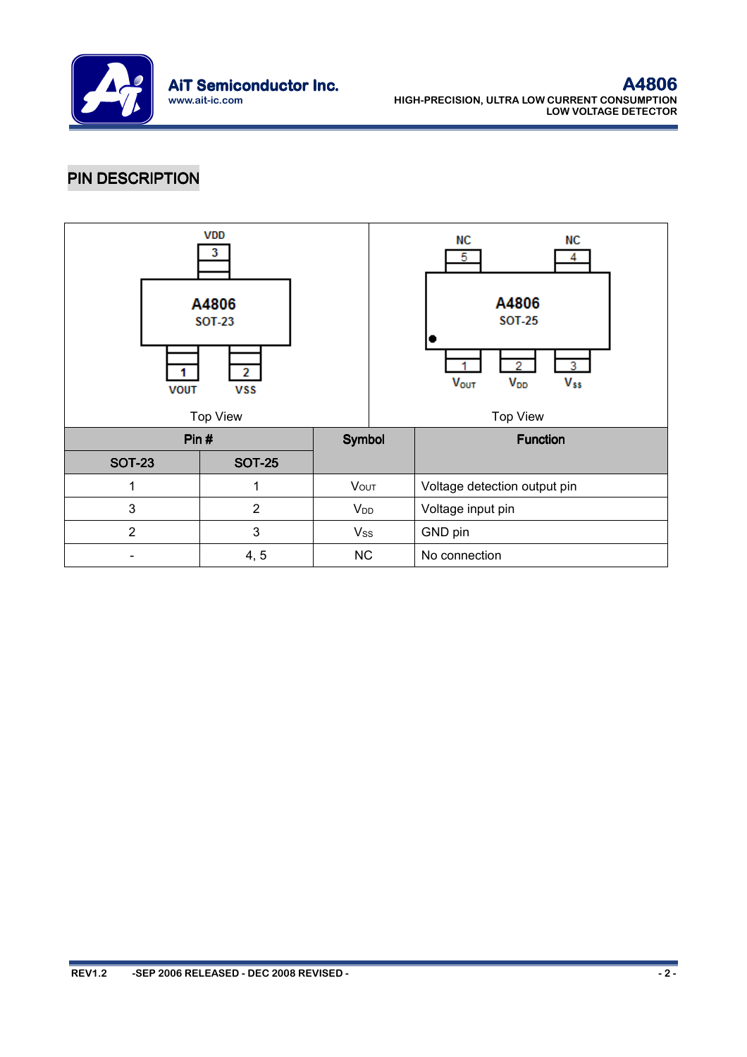## PIN DESCRIPTION

| Pin # | | Symbol | Function |
|---|---|---|---|
| SOT-23 | SOT-25 | | |
| 1 | 1 | $V_{OUT}$ | Voltage detection output pin |
| 3 | 2 | $V_{DD}$ | Voltage input pin |
| 2 | 3 | $V_{SS}$ | GND pin |
| - | 4, 5 | NC | No connection |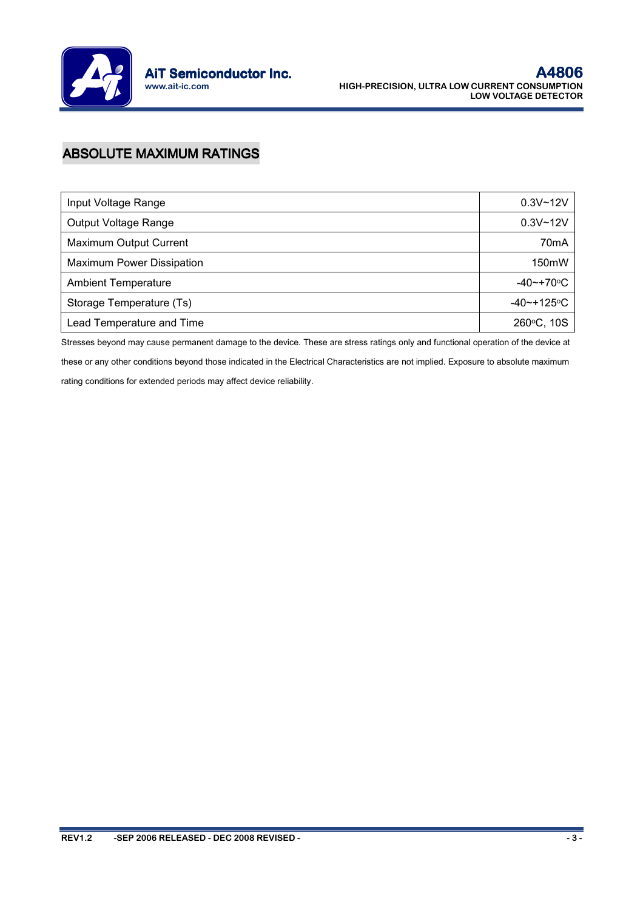## ABSOLUTE MAXIMUM RATINGS

| | |
|---|---|
| Input Voltage Range | 0.3V~12V |
| Output Voltage Range | 0.3V~12V |
| Maximum Output Current | 70mA |
| Maximum Power Dissipation | 150mW |
| Ambient Temperature | -40~+70°C |
| Storage Temperature (Ts) | -40~+125°C |
| Lead Temperature and Time | 260°C, 10S |

Stresses beyond may cause permanent damage to the device. These are stress ratings only and functional operation of the device at these or any other conditions beyond those indicated in the Electrical Characteristics are not implied. Exposure to absolute maximum rating conditions for extended periods may affect device reliability.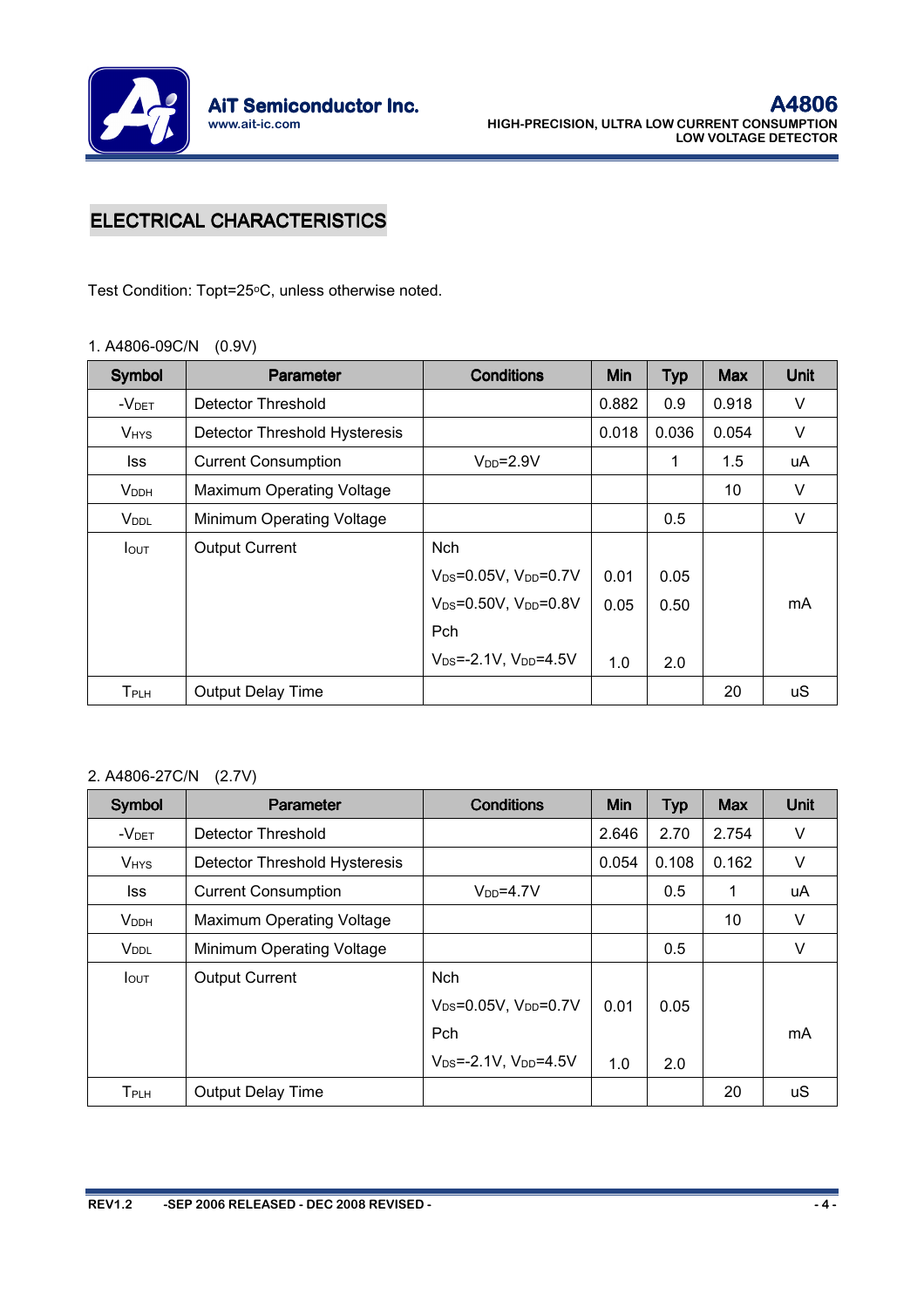## ELECTRICAL CHARACTERISTICS

Test Condition: Topt=25°C, unless otherwise noted.

1. A4806-09C/N (0.9V)

| Symbol | Parameter | Conditions | Min | Typ | Max | Unit |
|---|---|---|---|---|---|---|
| $-V_{DET}$ | Detector Threshold | | 0.882 | 0.9 | 0.918 | V |
| $V_{HYS}$ | Detector Threshold Hysteresis | | 0.018 | 0.036 | 0.054 | V |
| Iss | Current Consumption | $V_{DD}$=2.9V | | 1 | 1.5 | uA |
| $V_{DDH}$ | Maximum Operating Voltage | | | | 10 | V |
| $V_{DDL}$ | Minimum Operating Voltage | | | 0.5 | | V |
| $I_{OUT}$ | Output Current | Nch | | | | mA |
| | | $V_{DS}$=0.05V, $V_{DD}$=0.7V | 0.01 | 0.05 | | |
| | | $V_{DS}$=0.50V, $V_{DD}$=0.8V | 0.05 | 0.50 | | |
| | | Pch | | | | |
| | | $V_{DS}$=-2.1V, $V_{DD}$=4.5V | 1.0 | 2.0 | | |
| $T_{PLH}$ | Output Delay Time | | | | 20 | uS |

2. A4806-27C/N (2.7V)

| Symbol | Parameter | Conditions | Min | Typ | Max | Unit |
|---|---|---|---|---|---|---|
| $-V_{DET}$ | Detector Threshold | | 2.646 | 2.70 | 2.754 | V |
| $V_{HYS}$ | Detector Threshold Hysteresis | | 0.054 | 0.108 | 0.162 | V |
| Iss | Current Consumption | $V_{DD}$=4.7V | | 0.5 | 1 | uA |
| $V_{DDH}$ | Maximum Operating Voltage | | | | 10 | V |
| $V_{DDL}$ | Minimum Operating Voltage | | | 0.5 | | V |
| $I_{OUT}$ | Output Current | Nch | | | | mA |
| | | $V_{DS}$=0.05V, $V_{DD}$=0.7V | 0.01 | 0.05 | | |
| | | Pch | | | | |
| | | $V_{DS}$=-2.1V, $V_{DD}$=4.5V | 1.0 | 2.0 | | |
| $T_{PLH}$ | Output Delay Time | | | | 20 | uS |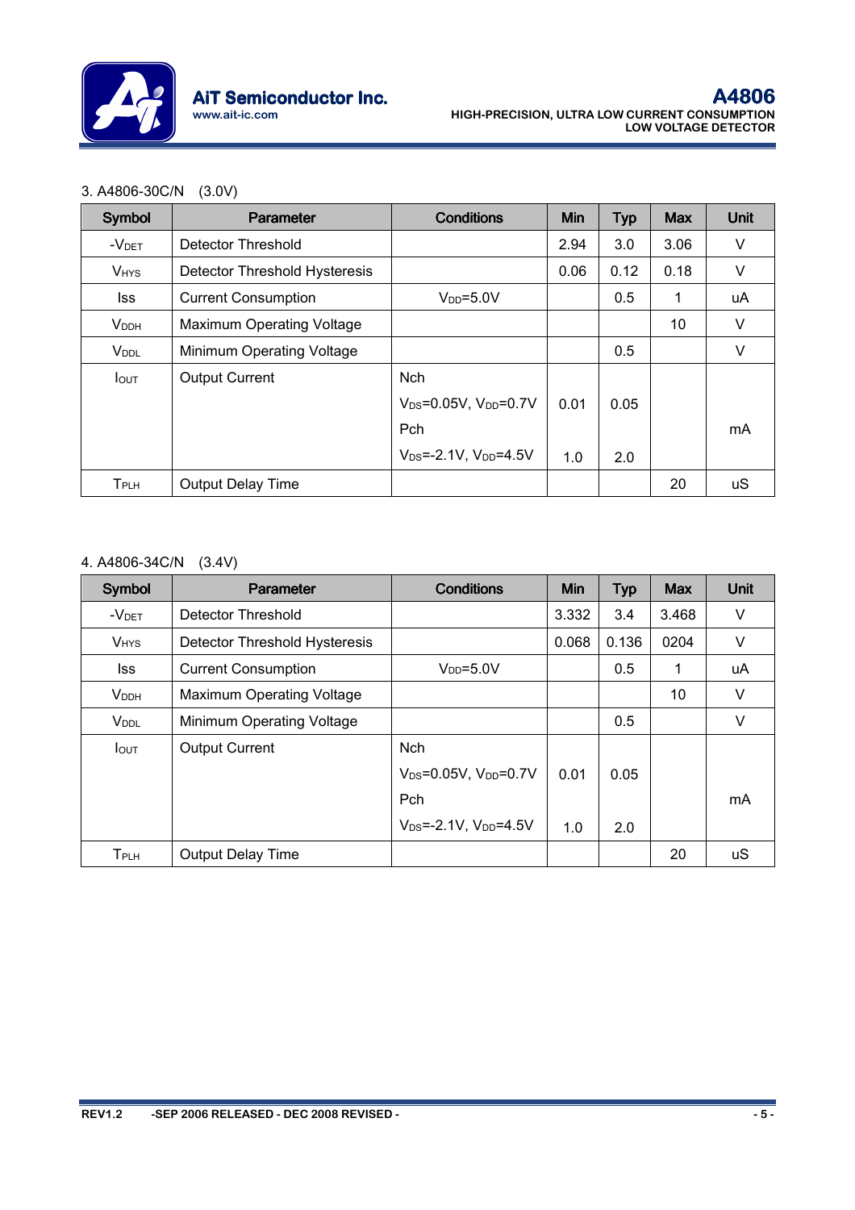3. A4806-30C/N (3.0V)

| Symbol | Parameter | Conditions | Min | Typ | Max | Unit |
|---|---|---|---|---|---|---|
| $-V_{DET}$ | Detector Threshold | | 2.94 | 3.0 | 3.06 | V |
| $V_{HYS}$ | Detector Threshold Hysteresis | | 0.06 | 0.12 | 0.18 | V |
| Iss | Current Consumption | $V_{DD}$=5.0V | | 0.5 | 1 | uA |
| $V_{DDH}$ | Maximum Operating Voltage | | | | 10 | V |
| $V_{DDL}$ | Minimum Operating Voltage | | | 0.5 | | V |
| $I_{OUT}$ | Output Current | Nch $V_{DS}$=0.05V, $V_{DD}$=0.7V | 0.01 | 0.05 | | mA |
| | | Pch $V_{DS}$=-2.1V, $V_{DD}$=4.5V | 1.0 | 2.0 | | mA |
| $T_{PLH}$ | Output Delay Time | | | | 20 | uS |

4. A4806-34C/N (3.4V)

| Symbol | Parameter | Conditions | Min | Typ | Max | Unit |
|---|---|---|---|---|---|---|
| $-V_{DET}$ | Detector Threshold | | 3.332 | 3.4 | 3.468 | V |
| $V_{HYS}$ | Detector Threshold Hysteresis | | 0.068 | 0.136 | 0204 | V |
| Iss | Current Consumption | $V_{DD}$=5.0V | | 0.5 | 1 | uA |
| $V_{DDH}$ | Maximum Operating Voltage | | | | 10 | V |
| $V_{DDL}$ | Minimum Operating Voltage | | | 0.5 | | V |
| $I_{OUT}$ | Output Current | Nch $V_{DS}$=0.05V, $V_{DD}$=0.7V | 0.01 | 0.05 | | mA |
| | | Pch $V_{DS}$=-2.1V, $V_{DD}$=4.5V | 1.0 | 2.0 | | mA |
| $T_{PLH}$ | Output Delay Time | | | | 20 | uS |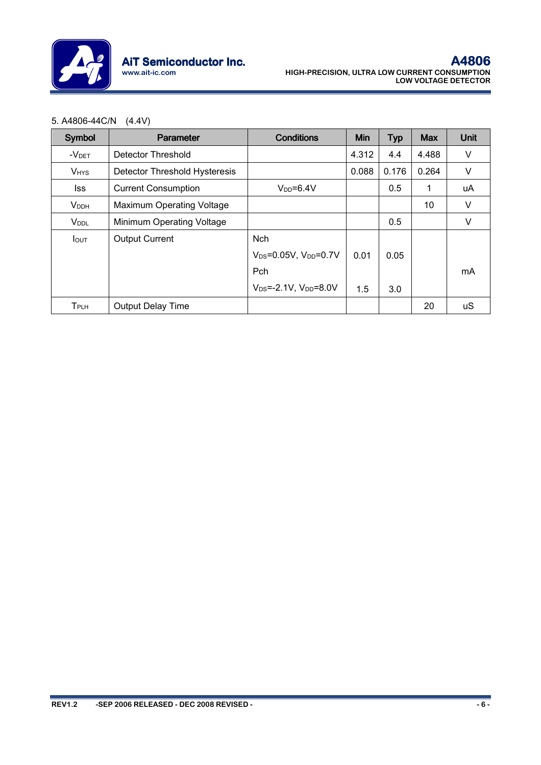5. A4806-44C/N (4.4V)

| Symbol | Parameter | Conditions | Min | Typ | Max | Unit |
|---|---|---|---|---|---|---|
| $-V_{DET}$ | Detector Threshold | | 4.312 | 4.4 | 4.488 | V |
| $V_{HYS}$ | Detector Threshold Hysteresis | | 0.088 | 0.176 | 0.264 | V |
| Iss | Current Consumption | $V_{DD}$=6.4V | | 0.5 | 1 | uA |
| $V_{DDH}$ | Maximum Operating Voltage | | | | 10 | V |
| $V_{DDL}$ | Minimum Operating Voltage | | | 0.5 | | V |
| $I_{OUT}$ | Output Current | Nch $V_{DS}$=0.05V, $V_{DD}$=0.7V | 0.01 | 0.05 | | mA |
| | | Pch $V_{DS}$=-2.1V, $V_{DD}$=8.0V | 1.5 | 3.0 | | mA |
| $T_{PLH}$ | Output Delay Time | | | | 20 | uS |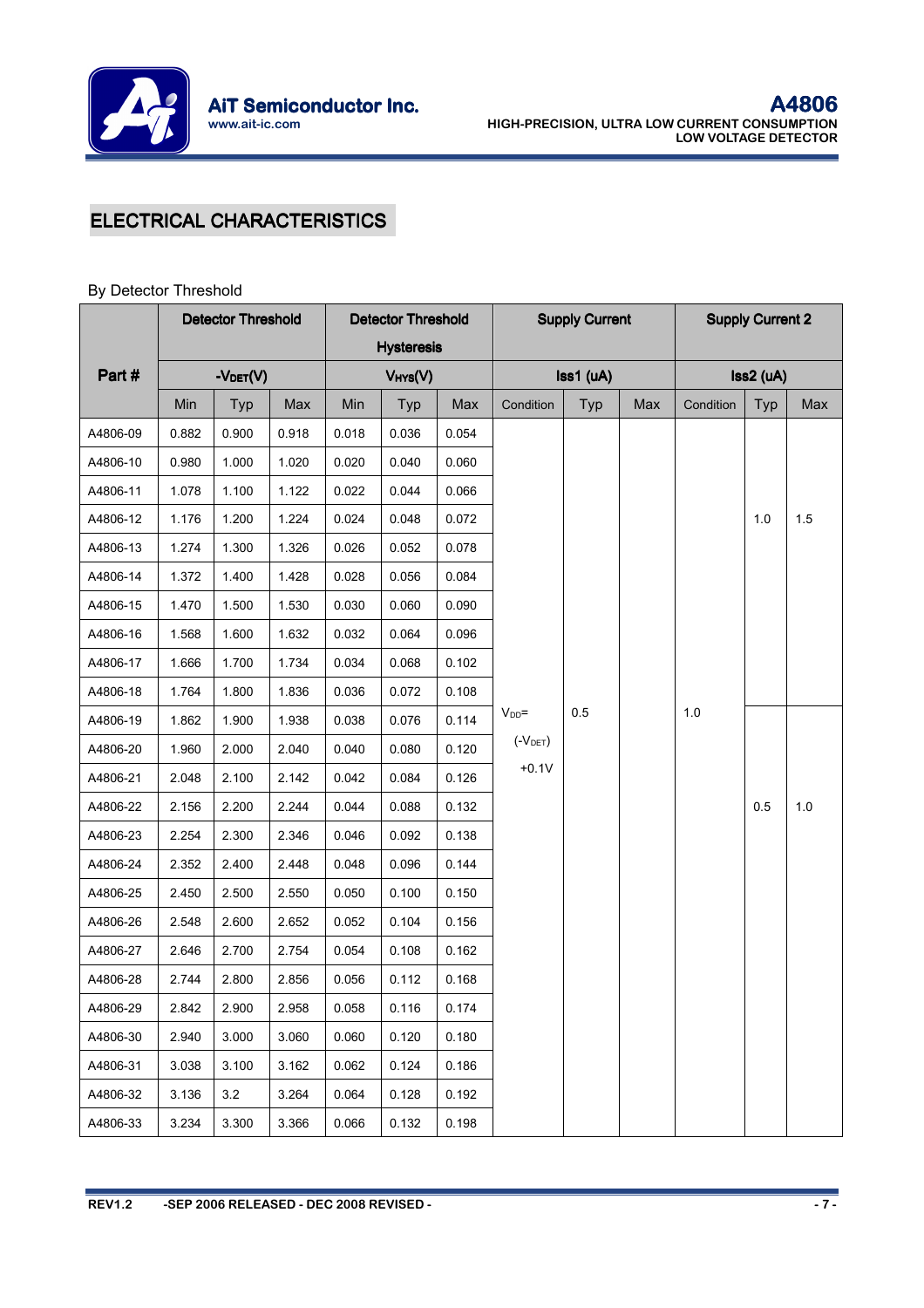## ELECTRICAL CHARACTERISTICS

By Detector Threshold

| Part # | Detector Threshold -$V_{DET}$(V) | | | Detector Threshold Hysteresis $V_{HYS}$(V) | | | Supply Current Iss1 (uA) | | | Supply Current 2 Iss2 (uA) | | |
|---|---|---|---|---|---|---|---|---|---|---|---|---|
| | Min | Typ | Max | Min | Typ | Max | Condition | Typ | Max | Condition | Typ | Max |
| A4806-09 | 0.882 | 0.900 | 0.918 | 0.018 | 0.036 | 0.054 | $V_{DD}$=(-$V_{DET}$)+0.1V | 0.5 | | 1.0 | 1.0 | 1.5 |
| A4806-10 | 0.980 | 1.000 | 1.020 | 0.020 | 0.040 | 0.060 | | | | | | |
| A4806-11 | 1.078 | 1.100 | 1.122 | 0.022 | 0.044 | 0.066 | | | | | | |
| A4806-12 | 1.176 | 1.200 | 1.224 | 0.024 | 0.048 | 0.072 | | | | | | |
| A4806-13 | 1.274 | 1.300 | 1.326 | 0.026 | 0.052 | 0.078 | | | | | | |
| A4806-14 | 1.372 | 1.400 | 1.428 | 0.028 | 0.056 | 0.084 | | | | | | |
| A4806-15 | 1.470 | 1.500 | 1.530 | 0.030 | 0.060 | 0.090 | | | | | | |
| A4806-16 | 1.568 | 1.600 | 1.632 | 0.032 | 0.064 | 0.096 | | | | | | |
| A4806-17 | 1.666 | 1.700 | 1.734 | 0.034 | 0.068 | 0.102 | | | | | | |
| A4806-18 | 1.764 | 1.800 | 1.836 | 0.036 | 0.072 | 0.108 | | | | | | |
| A4806-19 | 1.862 | 1.900 | 1.938 | 0.038 | 0.076 | 0.114 | | | | | 0.5 | 1.0 |
| A4806-20 | 1.960 | 2.000 | 2.040 | 0.040 | 0.080 | 0.120 | | | | | | |
| A4806-21 | 2.048 | 2.100 | 2.142 | 0.042 | 0.084 | 0.126 | | | | | | |
| A4806-22 | 2.156 | 2.200 | 2.244 | 0.044 | 0.088 | 0.132 | | | | | | |
| A4806-23 | 2.254 | 2.300 | 2.346 | 0.046 | 0.092 | 0.138 | | | | | | |
| A4806-24 | 2.352 | 2.400 | 2.448 | 0.048 | 0.096 | 0.144 | | | | | | |
| A4806-25 | 2.450 | 2.500 | 2.550 | 0.050 | 0.100 | 0.150 | | | | | | |
| A4806-26 | 2.548 | 2.600 | 2.652 | 0.052 | 0.104 | 0.156 | | | | | | |
| A4806-27 | 2.646 | 2.700 | 2.754 | 0.054 | 0.108 | 0.162 | | | | | | |
| A4806-28 | 2.744 | 2.800 | 2.856 | 0.056 | 0.112 | 0.168 | | | | | | |
| A4806-29 | 2.842 | 2.900 | 2.958 | 0.058 | 0.116 | 0.174 | | | | | | |
| A4806-30 | 2.940 | 3.000 | 3.060 | 0.060 | 0.120 | 0.180 | | | | | | |
| A4806-31 | 3.038 | 3.100 | 3.162 | 0.062 | 0.124 | 0.186 | | | | | | |
| A4806-32 | 3.136 | 3.2 | 3.264 | 0.064 | 0.128 | 0.192 | | | | | | |
| A4806-33 | 3.234 | 3.300 | 3.366 | 0.066 | 0.132 | 0.198 | | | | | | |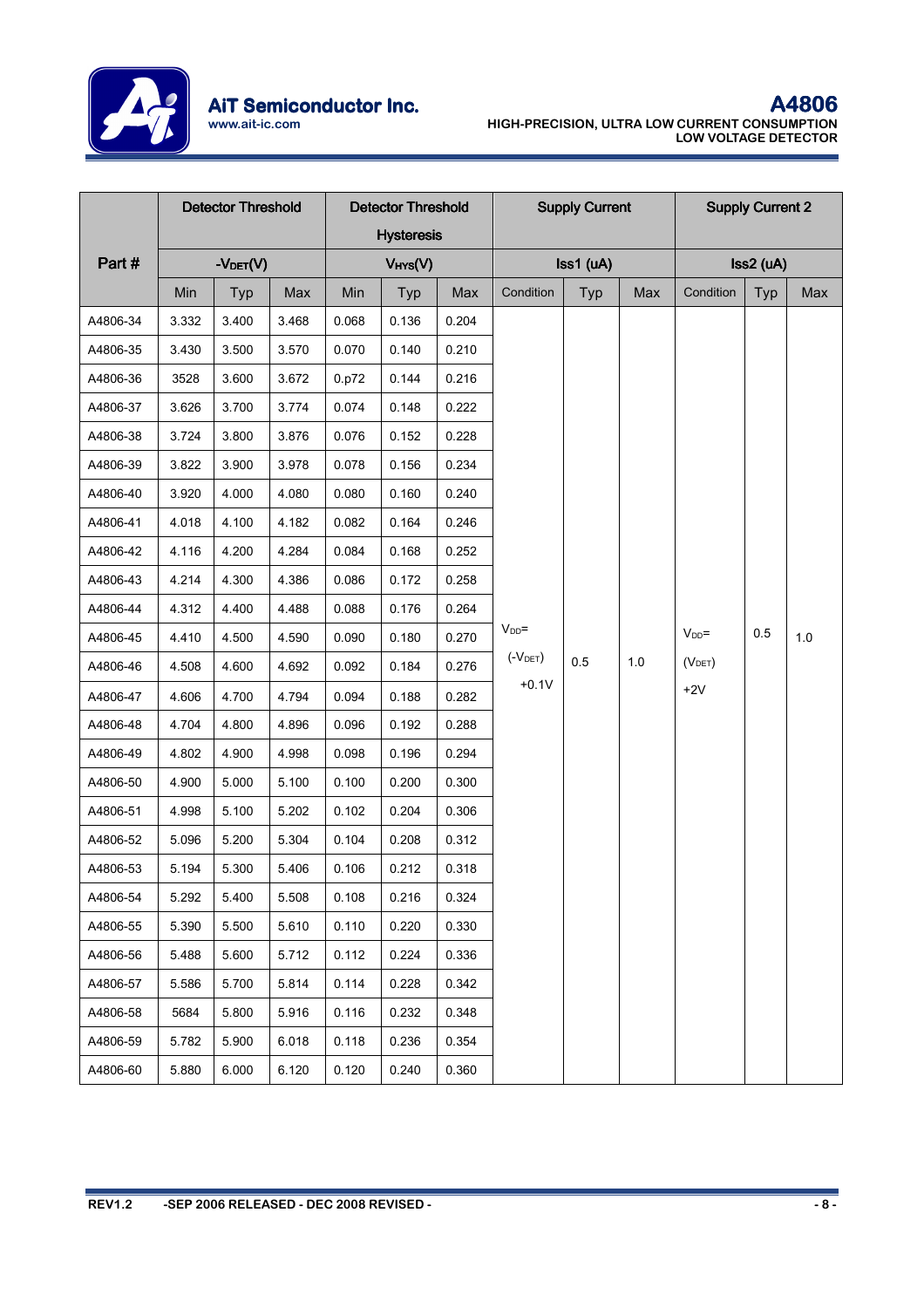| Part # | Detector Threshold | | | Detector Threshold Hysteresis | | | Supply Current | | | Supply Current 2 | | |
|---|---|---|---|---|---|---|---|---|---|---|---|---|
| | $-V_{DET}$(V) | | | $V_{HYS}$(V) | | | Iss1 (uA) | | | Iss2 (uA) | | |
| | Min | Typ | Max | Min | Typ | Max | Condition | Typ | Max | Condition | Typ | Max |
| A4806-34 | 3.332 | 3.400 | 3.468 | 0.068 | 0.136 | 0.204 | $V_{DD}$= ($-V_{DET}$) +0.1V | 0.5 | 1.0 | $V_{DD}$= ($V_{DET}$) +2V | 0.5 | 1.0 |
| A4806-35 | 3.430 | 3.500 | 3.570 | 0.070 | 0.140 | 0.210 | | | | | | |
| A4806-36 | 3528 | 3.600 | 3.672 | 0.p72 | 0.144 | 0.216 | | | | | | |
| A4806-37 | 3.626 | 3.700 | 3.774 | 0.074 | 0.148 | 0.222 | | | | | | |
| A4806-38 | 3.724 | 3.800 | 3.876 | 0.076 | 0.152 | 0.228 | | | | | | |
| A4806-39 | 3.822 | 3.900 | 3.978 | 0.078 | 0.156 | 0.234 | | | | | | |
| A4806-40 | 3.920 | 4.000 | 4.080 | 0.080 | 0.160 | 0.240 | | | | | | |
| A4806-41 | 4.018 | 4.100 | 4.182 | 0.082 | 0.164 | 0.246 | | | | | | |
| A4806-42 | 4.116 | 4.200 | 4.284 | 0.084 | 0.168 | 0.252 | | | | | | |
| A4806-43 | 4.214 | 4.300 | 4.386 | 0.086 | 0.172 | 0.258 | | | | | | |
| A4806-44 | 4.312 | 4.400 | 4.488 | 0.088 | 0.176 | 0.264 | | | | | | |
| A4806-45 | 4.410 | 4.500 | 4.590 | 0.090 | 0.180 | 0.270 | | | | | | |
| A4806-46 | 4.508 | 4.600 | 4.692 | 0.092 | 0.184 | 0.276 | | | | | | |
| A4806-47 | 4.606 | 4.700 | 4.794 | 0.094 | 0.188 | 0.282 | | | | | | |
| A4806-48 | 4.704 | 4.800 | 4.896 | 0.096 | 0.192 | 0.288 | | | | | | |
| A4806-49 | 4.802 | 4.900 | 4.998 | 0.098 | 0.196 | 0.294 | | | | | | |
| A4806-50 | 4.900 | 5.000 | 5.100 | 0.100 | 0.200 | 0.300 | | | | | | |
| A4806-51 | 4.998 | 5.100 | 5.202 | 0.102 | 0.204 | 0.306 | | | | | | |
| A4806-52 | 5.096 | 5.200 | 5.304 | 0.104 | 0.208 | 0.312 | | | | | | |
| A4806-53 | 5.194 | 5.300 | 5.406 | 0.106 | 0.212 | 0.318 | | | | | | |
| A4806-54 | 5.292 | 5.400 | 5.508 | 0.108 | 0.216 | 0.324 | | | | | | |
| A4806-55 | 5.390 | 5.500 | 5.610 | 0.110 | 0.220 | 0.330 | | | | | | |
| A4806-56 | 5.488 | 5.600 | 5.712 | 0.112 | 0.224 | 0.336 | | | | | | |
| A4806-57 | 5.586 | 5.700 | 5.814 | 0.114 | 0.228 | 0.342 | | | | | | |
| A4806-58 | 5684 | 5.800 | 5.916 | 0.116 | 0.232 | 0.348 | | | | | | |
| A4806-59 | 5.782 | 5.900 | 6.018 | 0.118 | 0.236 | 0.354 | | | | | | |
| A4806-60 | 5.880 | 6.000 | 6.120 | 0.120 | 0.240 | 0.360 | | | | | | |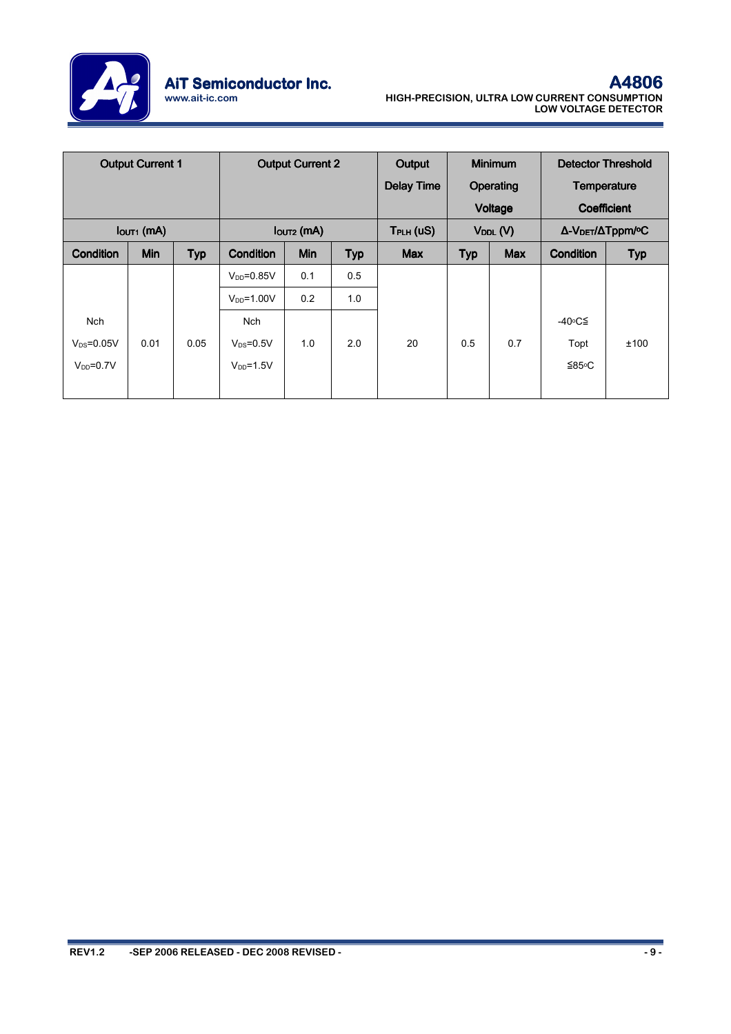| Output Current 1 | | | Output Current 2 | | | Output Delay Time | Minimum Operating Voltage | | Detector Threshold Temperature Coefficient | |
|---|---|---|---|---|---|---|---|---|---|---|
| $I_{OUT1}$ (mA) | | | $I_{OUT2}$ (mA) | | | $T_{PLH}$ (uS) | $V_{DDL}$ (V) | | Δ-$V_{DET}$/ΔTppm/°C | |
| Condition | Min | Typ | Condition | Min | Typ | Max | Typ | Max | Condition | Typ |
| Nch $V_{DS}$=0.05V $V_{DD}$=0.7V | 0.01 | 0.05 | $V_{DD}$=0.85V | 0.1 | 0.5 | 20 | 0.5 | 0.7 | -40°C≦ Topt ≦85°C | ±100 |
| | | | $V_{DD}$=1.00V | 0.2 | 1.0 | | | | | |
| | | | Nch $V_{DS}$=0.5V $V_{DD}$=1.5V | 1.0 | 2.0 | | | | | |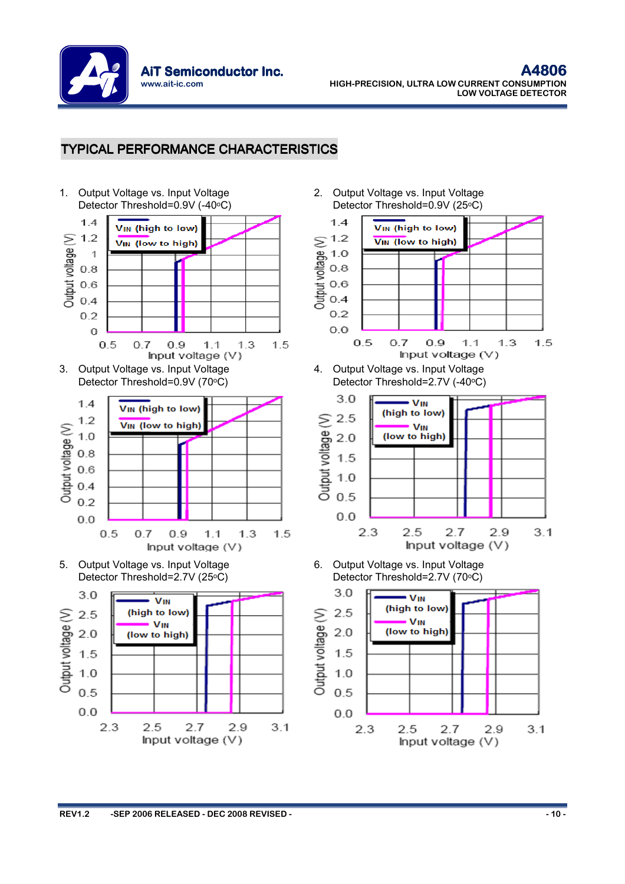## TYPICAL PERFORMANCE CHARACTERISTICS

1. Output Voltage vs. Input Voltage
   Detector Threshold=0.9V (-40°C)

2. Output Voltage vs. Input Voltage
   Detector Threshold=0.9V (25°C)

3. Output Voltage vs. Input Voltage
   Detector Threshold=0.9V (70°C)

4. Output Voltage vs. Input Voltage
   Detector Threshold=2.7V (-40°C)

5. Output Voltage vs. Input Voltage
   Detector Threshold=2.7V (25°C)

6. Output Voltage vs. Input Voltage
   Detector Threshold=2.7V (70°C)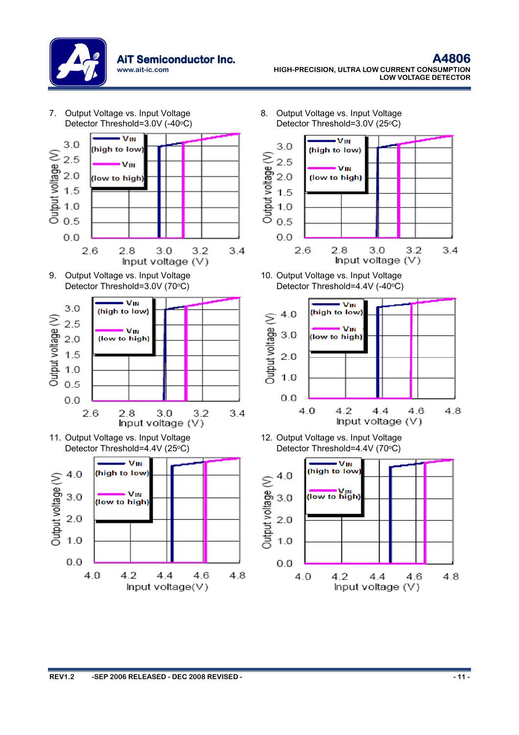7. Output Voltage vs. Input Voltage
Detector Threshold=3.0V (-40°C)

8. Output Voltage vs. Input Voltage
Detector Threshold=3.0V (25°C)

9. Output Voltage vs. Input Voltage
Detector Threshold=3.0V (70°C)

10. Output Voltage vs. Input Voltage
Detector Threshold=4.4V (-40°C)

11. Output Voltage vs. Input Voltage
Detector Threshold=4.4V (25°C)

12. Output Voltage vs. Input Voltage
Detector Threshold=4.4V (70°C)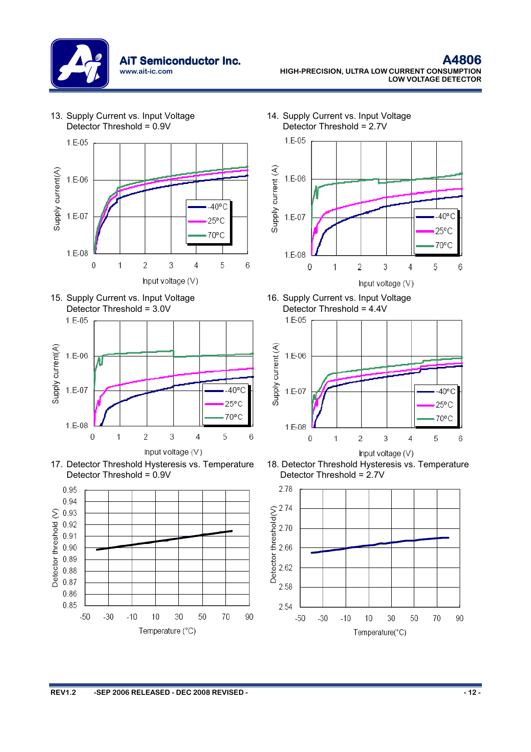13. Supply Current vs. Input Voltage
Detector Threshold = 0.9V

14. Supply Current vs. Input Voltage
Detector Threshold = 2.7V

15. Supply Current vs. Input Voltage
Detector Threshold = 3.0V

16. Supply Current vs. Input Voltage
Detector Threshold = 4.4V

17. Detector Threshold Hysteresis vs. Temperature
Detector Threshold = 0.9V

18. Detector Threshold Hysteresis vs. Temperature
Detector Threshold = 2.7V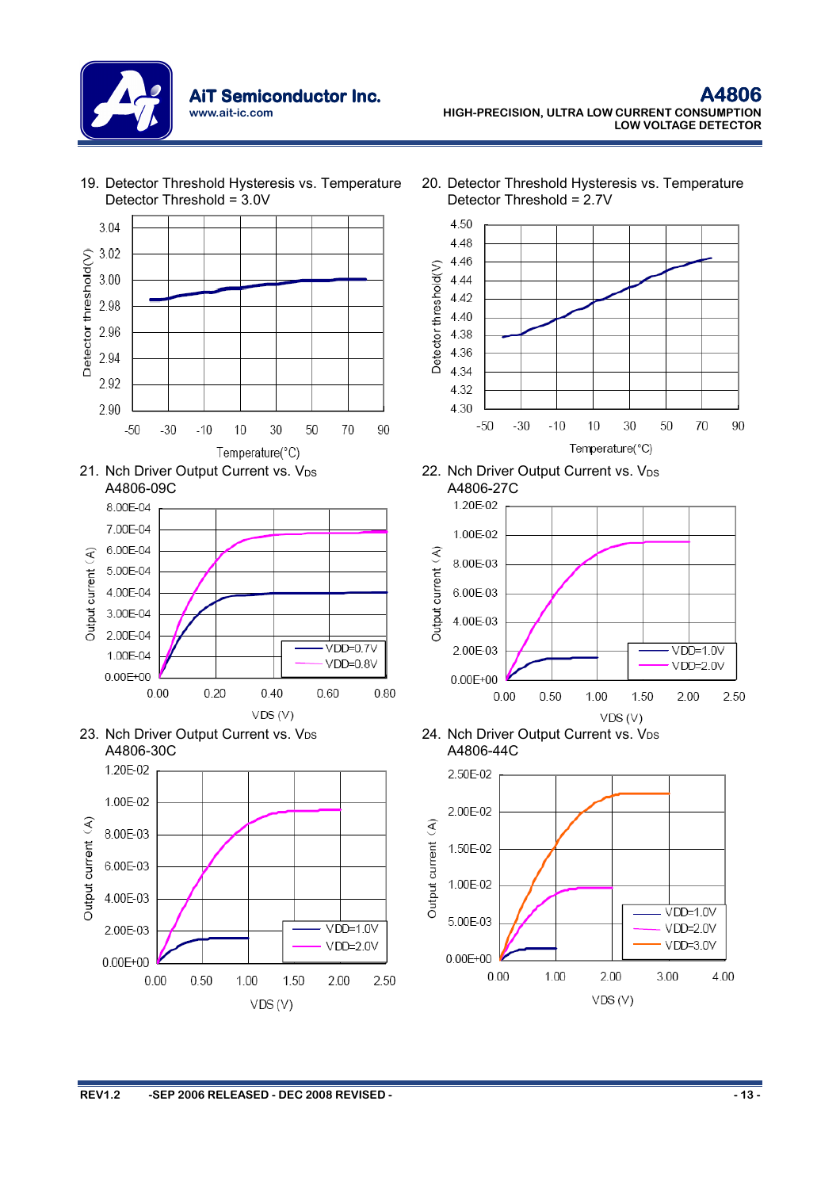19. Detector Threshold Hysteresis vs. Temperature
Detector Threshold = 3.0V

Detector threshold(V) vs. Temperature(°C)

20. Detector Threshold Hysteresis vs. Temperature
Detector Threshold = 2.7V

Detector threshold(V) vs. Temperature(°C)

21. Nch Driver Output Current vs. $V_{DS}$
A4806-09C

Output current (A) vs. VDS (V); VDD=0.7V, VDD=0.8V

22. Nch Driver Output Current vs. $V_{DS}$
A4806-27C

Output current (A) vs. VDS (V); VDD=1.0V, VDD=2.0V

23. Nch Driver Output Current vs. $V_{DS}$
A4806-30C

Output current (A) vs. VDS (V); VDD=1.0V, VDD=2.0V

24. Nch Driver Output Current vs. $V_{DS}$
A4806-44C

Output current (A) vs. VDS (V); VDD=1.0V, VDD=2.0V, VDD=3.0V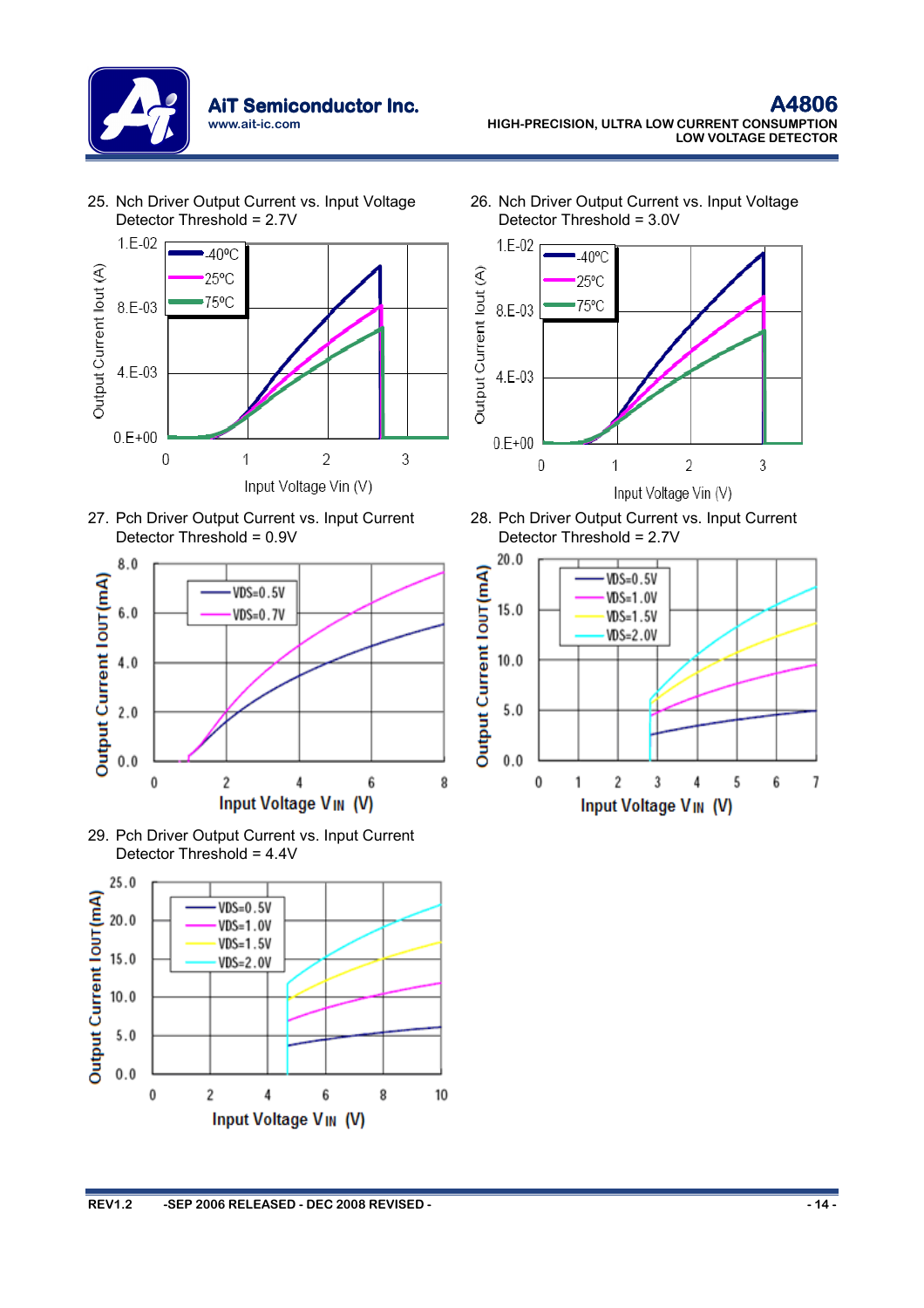25. Nch Driver Output Current vs. Input Voltage
Detector Threshold = 2.7V

26. Nch Driver Output Current vs. Input Voltage
Detector Threshold = 3.0V

27. Pch Driver Output Current vs. Input Current
Detector Threshold = 0.9V

28. Pch Driver Output Current vs. Input Current
Detector Threshold = 2.7V

29. Pch Driver Output Current vs. Input Current
Detector Threshold = 4.4V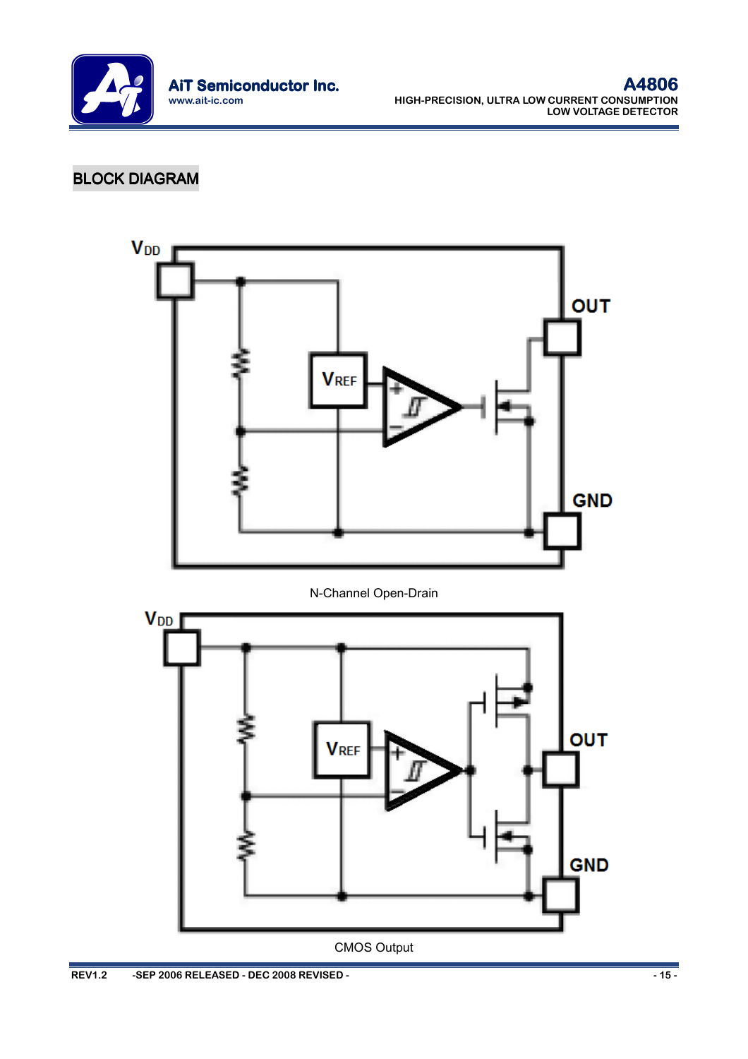## BLOCK DIAGRAM

N-Channel Open-Drain

CMOS Output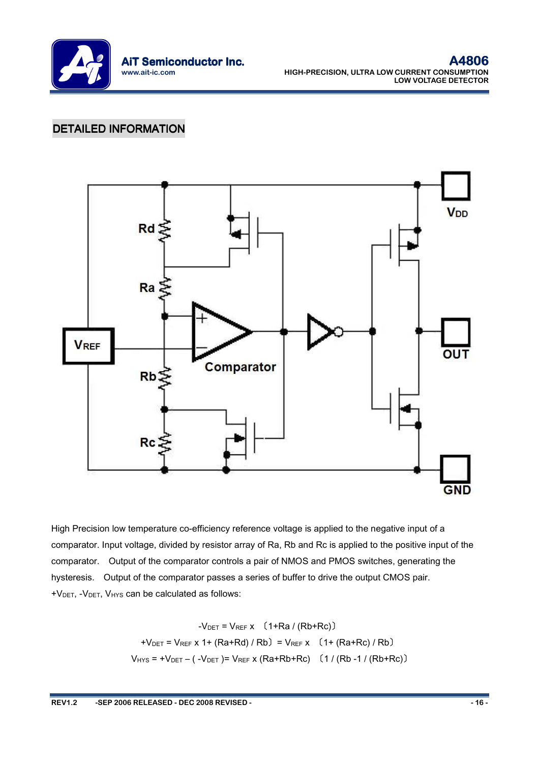## DETAILED INFORMATION

High Precision low temperature co-efficiency reference voltage is applied to the negative input of a comparator. Input voltage, divided by resistor array of Ra, Rb and Rc is applied to the positive input of the comparator. Output of the comparator controls a pair of NMOS and PMOS switches, generating the hysteresis. Output of the comparator passes a series of buffer to drive the output CMOS pair. $+V_{DET}$, $-V_{DET}$, $V_{HYS}$ can be calculated as follows:

$$-V_{DET} = V_{REF} \times \left(1 + Ra / (Rb+Rc)\right)$$

$$+V_{DET} = V_{REF} \times 1 + (Ra+Rd) / Rb) = V_{REF} \times \left(1 + (Ra+Rc) / Rb\right)$$

$$V_{HYS} = +V_{DET} - (-V_{DET}) = V_{REF} \times (Ra+Rb+Rc) \left(1 / (Rb - 1 / (Rb+Rc)\right)$$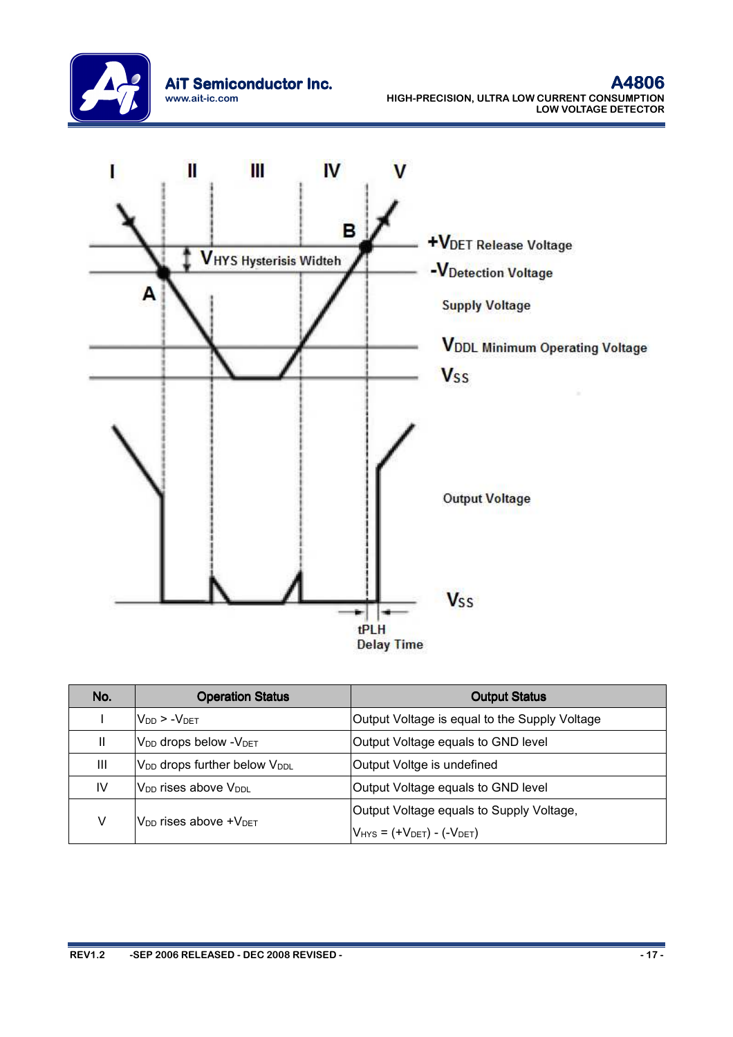I II III IV V

B

+$V_{DET}$ Release Voltage

$V_{HYS}$ Hysterisis Widteh

-$V_{Detection}$ Voltage

A

Supply Voltage

$V_{DDL}$ Minimum Operating Voltage

$V_{SS}$

Output Voltage

$V_{SS}$

tPLH
Delay Time

| No. | Operation Status | Output Status |
|---|---|---|
| I | $V_{DD}$ > -$V_{DET}$ | Output Voltage is equal to the Supply Voltage |
| II | $V_{DD}$ drops below -$V_{DET}$ | Output Voltage equals to GND level |
| III | $V_{DD}$ drops further below $V_{DDL}$ | Output Voltge is undefined |
| IV | $V_{DD}$ rises above $V_{DDL}$ | Output Voltage equals to GND level |
| V | $V_{DD}$ rises above +$V_{DET}$ | Output Voltage equals to Supply Voltage, $V_{HYS}$ = (+$V_{DET}$) - (-$V_{DET}$) |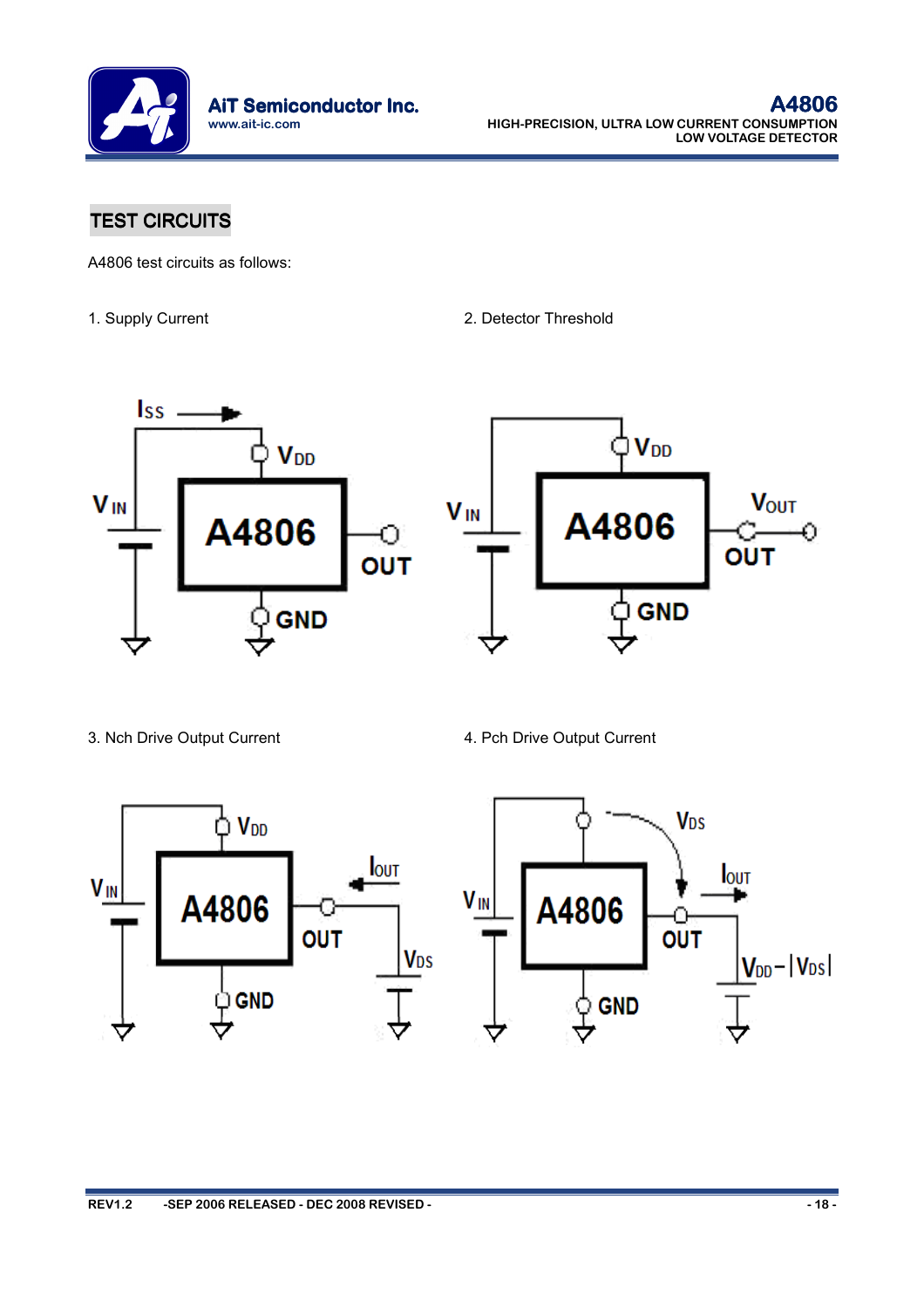## TEST CIRCUITS

A4806 test circuits as follows:

1. Supply Current

2. Detector Threshold

3. Nch Drive Output Current

4. Pch Drive Output Current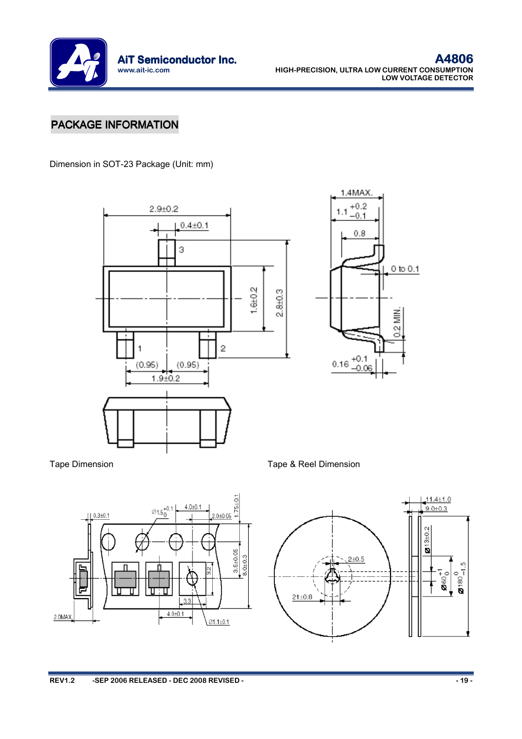## PACKAGE INFORMATION

Dimension in SOT-23 Package (Unit: mm)

Tape Dimension

Tape & Reel Dimension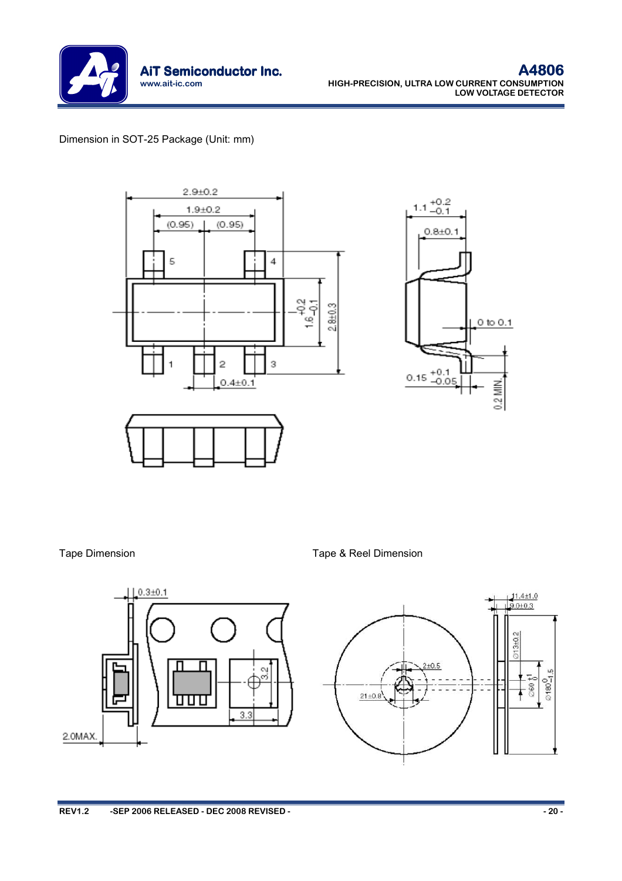Dimension in SOT-25 Package (Unit: mm)

Tape Dimension

Tape & Reel Dimension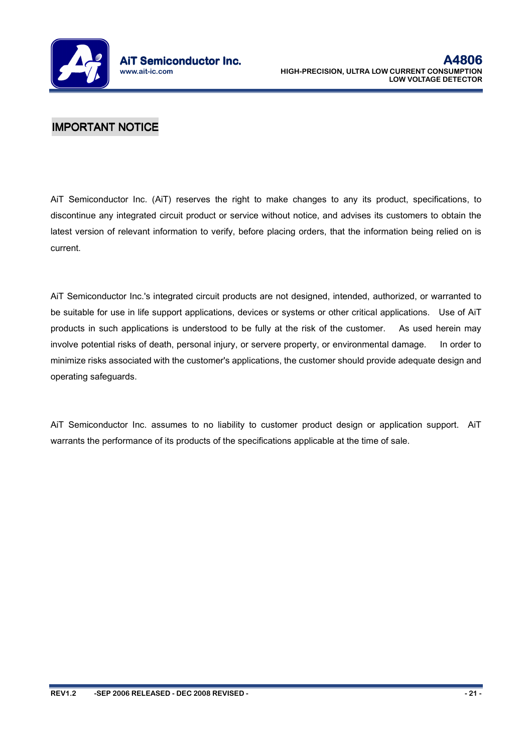## IMPORTANT NOTICE

AiT Semiconductor Inc. (AiT) reserves the right to make changes to any its product, specifications, to discontinue any integrated circuit product or service without notice, and advises its customers to obtain the latest version of relevant information to verify, before placing orders, that the information being relied on is current.

AiT Semiconductor Inc.'s integrated circuit products are not designed, intended, authorized, or warranted to be suitable for use in life support applications, devices or systems or other critical applications. Use of AiT products in such applications is understood to be fully at the risk of the customer. As used herein may involve potential risks of death, personal injury, or servere property, or environmental damage. In order to minimize risks associated with the customer's applications, the customer should provide adequate design and operating safeguards.

AiT Semiconductor Inc. assumes to no liability to customer product design or application support. AiT warrants the performance of its products of the specifications applicable at the time of sale.